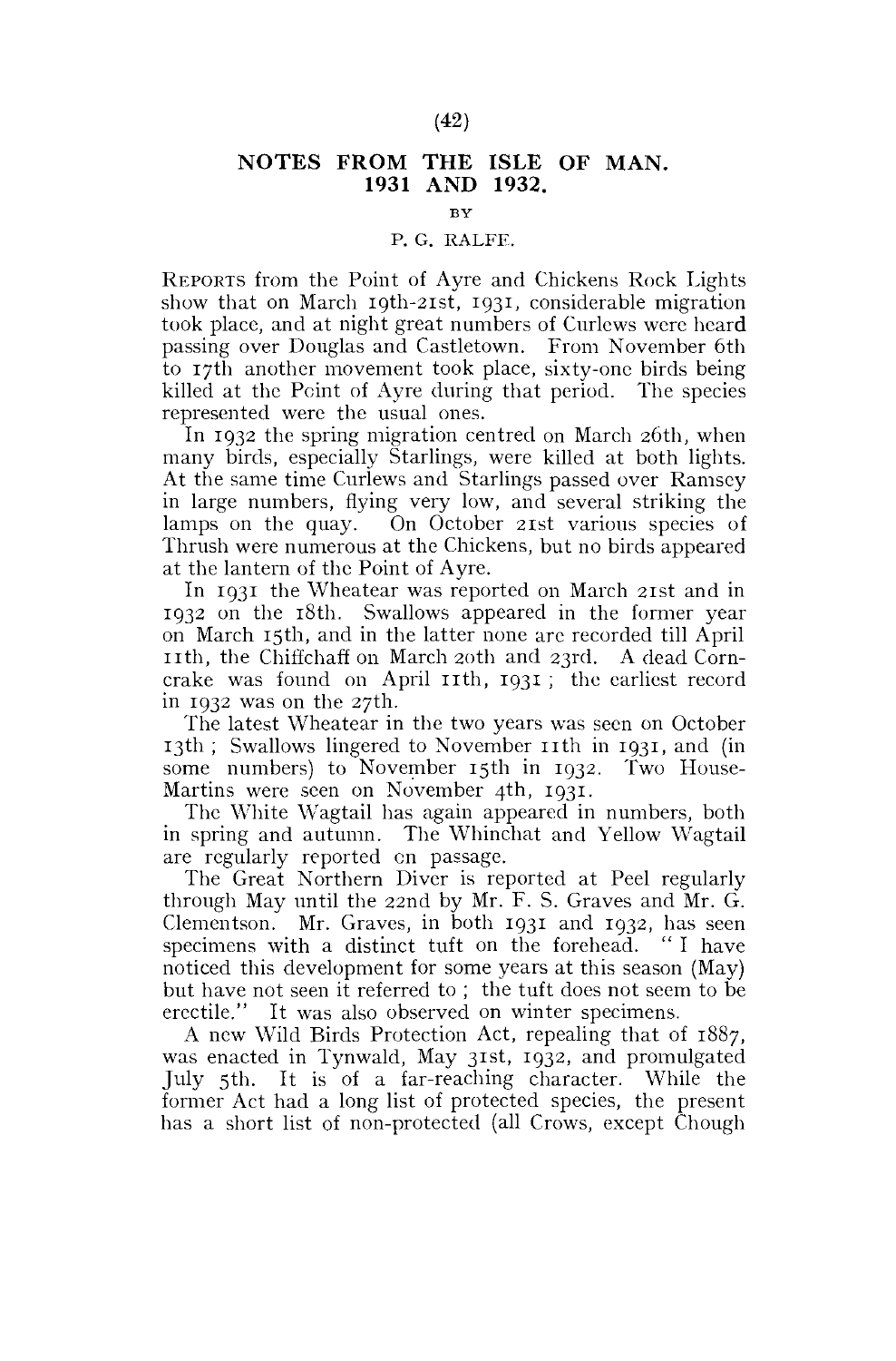# NOTES FROM THE ISLE OF MAN. 1931 AND 1932.

BY

P. G. RALFE.

REPORTS from the Point of Ayre and Chickens Rock Lights show that on March 19th-21st, 1931, considerable migration took place, and at night great numbers of Curlews were heard passing over Douglas and Castletown. From November 6th to 17th another movement took place, sixty-one birds being killed at the Point of Ayre during that period. The species represented were the usual ones.

In 1932 the spring migration centred on March 26th, when many birds, especially Starlings, were killed at both lights. At the same time Curlews and Starlings passed over Ramsey in large numbers, flying very low, and several striking the lamps on the quay. On October 21st various species of Thrush were numerous at the Chickens, but no birds appeared at the lantern of the Point of Ayre.

In 1931 the Wheatear was reported on March 21st and in 1932 on the 18th. Swallows appeared in the former year on March 15th, and in the latter none are recorded till April 11th, the Chiffchaff on March 20th and 23rd. A dead Corn-crake was found on April 11th, 1931; the earliest record in 1932 was on the 27th.

The latest Wheatear in the two years was seen on October 13th; Swallows lingered to November 11th in 1931, and (in some numbers) to November 15th in 1932. Two House-Martins were seen on November 4th, 1931.

The White Wagtail has again appeared in numbers, both in spring and autumn. The Whinchat and Yellow Wagtail are regularly reported on passage.

The Great Northern Diver is reported at Peel regularly through May until the 22nd by Mr. F. S. Graves and Mr. G. Clementson. Mr. Graves, in both 1931 and 1932, has seen specimens with a distinct tuft on the forehead. "I have noticed this development for some years at this season (May) but have not seen it referred to; the tuft does not seem to be erectile." It was also observed on winter specimens.

A new Wild Birds Protection Act, repealing that of 1887, was enacted in Tynwald, May 31st, 1932, and promulgated July 5th. It is of a far-reaching character. While the former Act had a long list of protected species, the present has a short list of non-protected (all Crows, except Chough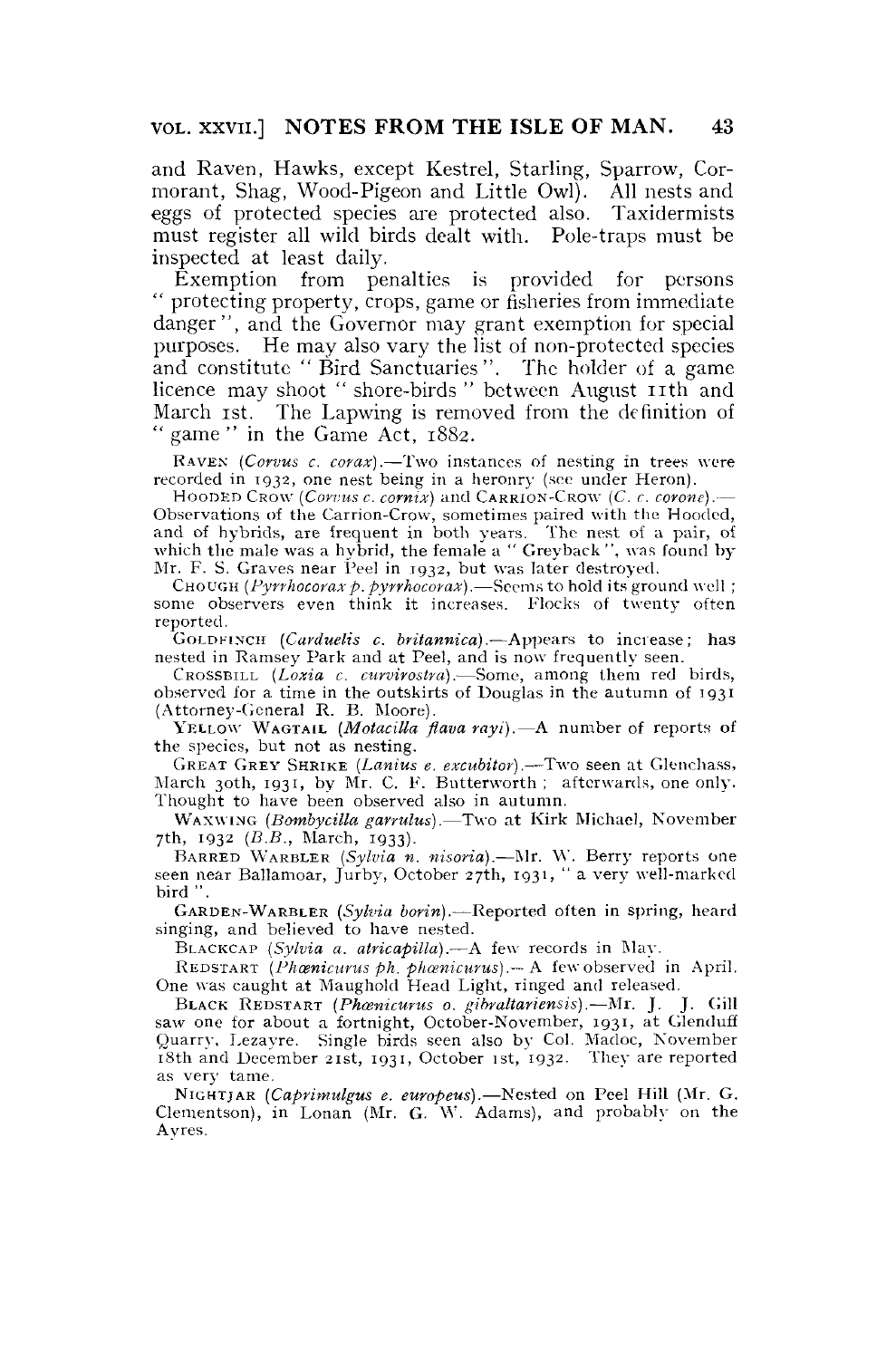and Raven, Hawks, except Kestrel, Starling, Sparrow, Cormorant, Shag, Wood-Pigeon and Little Owl). All nests and eggs of protected species are protected also. Taxidermists must register all wild birds dealt with. Pole-traps must be inspected at least daily.

Exemption from penalties is provided for persons " protecting property, crops, game or fisheries from immediate danger ", and the Governor may grant exemption for special purposes. He may also vary the list of non-protected species and constitute " Bird Sanctuaries ". The holder of a game licence may shoot " shore-birds " between August 11th and March 1st. The Lapwing is removed from the definition of " game " in the Game Act, 1882.

RAVEN (*Corvus c. corax*).—Two instances of nesting in trees were recorded in 1932, one nest being in a heronry (see under Heron).

HOODED CROW (*Corvus c. cornix*) and CARRION-CROW (*C. c. corone*).—Observations of the Carrion-Crow, sometimes paired with the Hooded, and of hybrids, are frequent in both years. The nest of a pair, of which the male was a hybrid, the female a " Greyback ", was found by Mr. F. S. Graves near Peel in 1932, but was later destroyed.

CHOUGH (*Pyrrhocorax p. pyrrhocorax*).—Seems to hold its ground well; some observers even think it increases. Flocks of twenty often reported.

GOLDFINCH (*Carduelis c. britannica*).—Appears to increase; has nested in Ramsey Park and at Peel, and is now frequently seen.

CROSSBILL (*Loxia c. curvirostra*).—Some, among them red birds, observed for a time in the outskirts of Douglas in the autumn of 1931 (Attorney-General R. B. Moore).

YELLOW WAGTAIL (*Motacilla flava rayi*).—A number of reports of the species, but not as nesting.

GREAT GREY SHRIKE (*Lanius e. excubitor*).—Two seen at Glenchass, March 30th, 1931, by Mr. C. F. Butterworth; afterwards, one only. Thought to have been observed also in autumn.

WAXWING (*Bombycilla garrulus*).—Two at Kirk Michael, November 7th, 1932 (*B.B.*, March, 1933).

BARRED WARBLER (*Sylvia n. nisoria*).—Mr. W. Berry reports one seen near Ballamoar, Jurby, October 27th, 1931, " a very well-marked bird ".

GARDEN-WARBLER (*Sylvia borin*).—Reported often in spring, heard singing, and believed to have nested.

BLACKCAP (*Sylvia a. atricapilla*).—A few records in May.

REDSTART (*Phœnicurus ph. phœnicurus*).—A few observed in April. One was caught at Maughold Head Light, ringed and released.

BLACK REDSTART (*Phœnicurus o. gibraltariensis*).—Mr. J. J. Gill saw one for about a fortnight, October-November, 1931, at Glenduff Quarry, Lezayre. Single birds seen also by Col. Madoc, November 18th and December 21st, 1931, October 1st, 1932. They are reported as very tame.

NIGHTJAR (*Caprimulgus e. europeus*).—Nested on Peel Hill (Mr. G. Clementson), in Lonan (Mr. G. W. Adams), and probably on the Ayres.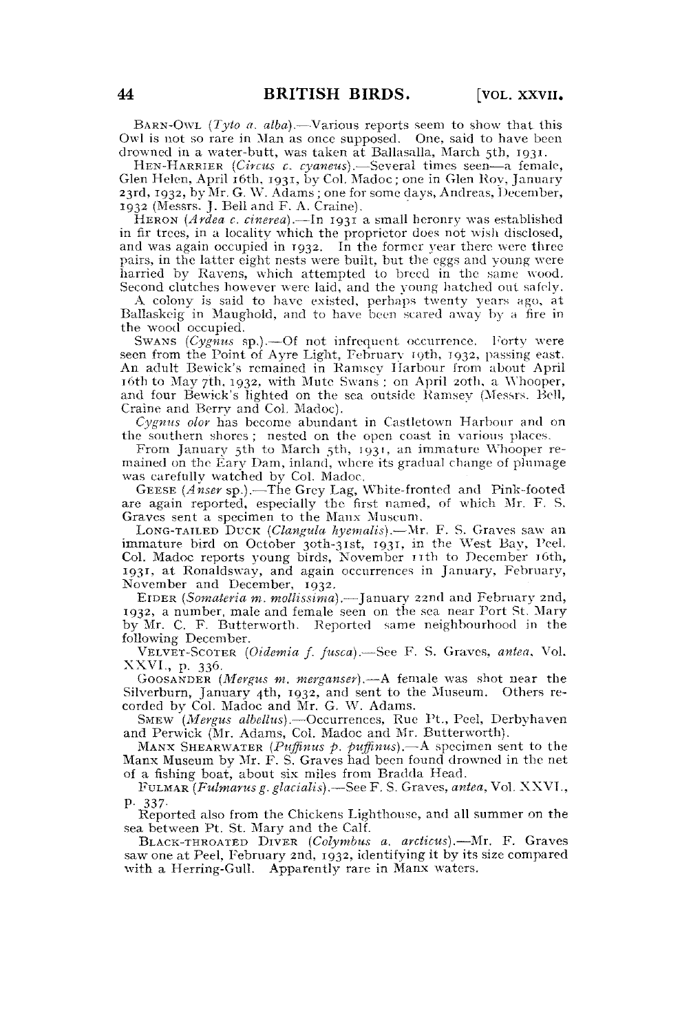BARN-OWL (*Tyto a. alba*).—Various reports seem to show that this Owl is not so rare in Man as once supposed. One, said to have been drowned in a water-butt, was taken at Ballasalla, March 5th, 1931.

HEN-HARRIER (*Circus c. cyaneus*).—Several times seen—a female, Glen Helen, April 16th, 1931, by Col. Madoc; one in Glen Roy, January 23rd, 1932, by Mr. G. W. Adams; one for some days, Andreas, December, 1932 (Messrs. J. Bell and F. A. Craine).

HERON (*Ardea c. cinerea*).—In 1931 a small heronry was established in fir trees, in a locality which the proprietor does not wish disclosed, and was again occupied in 1932. In the former year there were three pairs, in the latter eight nests were built, but the eggs and young were harried by Ravens, which attempted to breed in the same wood. Second clutches however were laid, and the young hatched out safely.

A colony is said to have existed, perhaps twenty years ago, at Ballaskeig in Maughold, and to have been scared away by a fire in the wood occupied.

SWANS (*Cygnus* sp.).—Of not infrequent occurrence. Forty were seen from the Point of Ayre Light, February 19th, 1932, passing east. An adult Bewick's remained in Ramsey Harbour from about April 16th to May 7th, 1932, with Mute Swans; on April 20th, a Whooper, and four Bewick's lighted on the sea outside Ramsey (Messrs. Bell, Craine and Berry and Col. Madoc).

*Cygnus olor* has become abundant in Castletown Harbour and on the southern shores; nested on the open coast in various places.

From January 5th to March 5th, 1931, an immature Whooper remained on the Eary Dam, inland, where its gradual change of plumage was carefully watched by Col. Madoc.

GEESE (*Anser* sp.).—The Grey Lag, White-fronted and Pink-footed are again reported, especially the first named, of which Mr. F. S. Graves sent a specimen to the Manx Museum.

LONG-TAILED DUCK (*Clangula hyemalis*).—Mr. F. S. Graves saw an immature bird on October 30th-31st, 1931, in the West Bay, Peel. Col. Madoc reports young birds, November 11th to December 16th, 1931, at Ronaldsway, and again occurrences in January, February, November and December, 1932.

EIDER (*Somateria m. mollissima*).—January 22nd and February 2nd, 1932, a number, male and female seen on the sea near Port St. Mary by Mr. C. F. Butterworth. Reported same neighbourhood in the following December.

VELVET-SCOTER (*Oidemia f. fusca*).—See F. S. Graves, *antea*, Vol. XXVI., p. 336.

GOOSANDER (*Mergus m. merganser*).—A female was shot near the Silverburn, January 4th, 1932, and sent to the Museum. Others recorded by Col. Madoc and Mr. G. W. Adams.

SMEW (*Mergus albellus*).—Occurrences, Rue Pt., Peel, Derbyhaven and Perwick (Mr. Adams, Col. Madoc and Mr. Butterworth).

MANX SHEARWATER (*Puffinus p. puffinus*).—A specimen sent to the Manx Museum by Mr. F. S. Graves had been found drowned in the net of a fishing boat, about six miles from Bradda Head.

FULMAR (*Fulmarus g. glacialis*).—See F. S. Graves, *antea*, Vol. XXVI., p. 337.

Reported also from the Chickens Lighthouse, and all summer on the sea between Pt. St. Mary and the Calf.

BLACK-THROATED DIVER (*Colymbus a. arcticus*).—Mr. F. Graves saw one at Peel, February 2nd, 1932, identifying it by its size compared with a Herring-Gull. Apparently rare in Manx waters.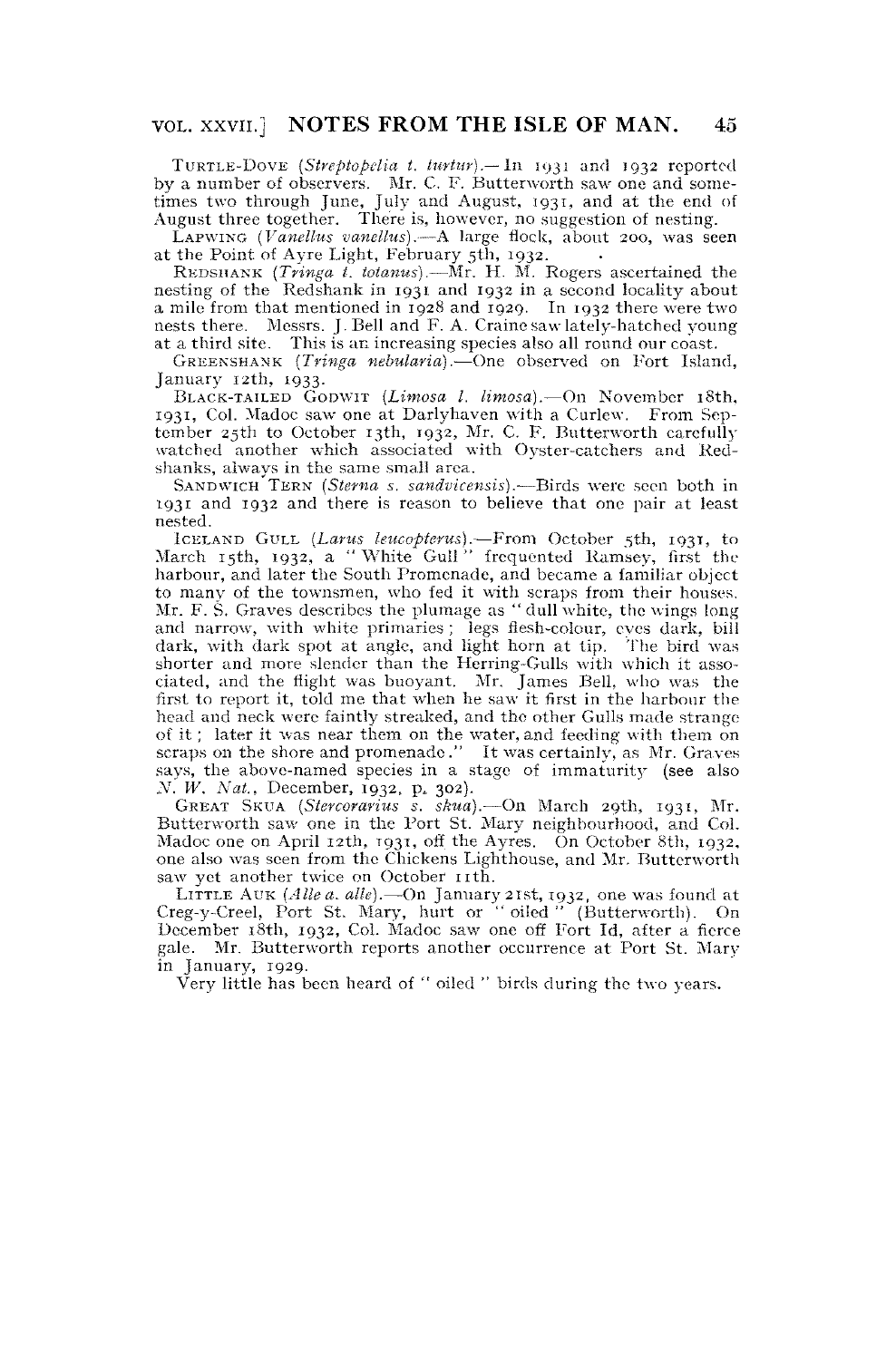TURTLE-DOVE (*Streptopelia t. turtur*).—In 1931 and 1932 reported by a number of observers. Mr. C. F. Butterworth saw one and sometimes two through June, July and August, 1931, and at the end of August three together. There is, however, no suggestion of nesting.

LAPWING (*Vanellus vanellus*).—A large flock, about 200, was seen at the Point of Ayre Light, February 5th, 1932.

REDSHANK (*Tringa t. totanus*).—Mr. H. M. Rogers ascertained the nesting of the Redshank in 1931 and 1932 in a second locality about a mile from that mentioned in 1928 and 1929. In 1932 there were two nests there. Messrs. J. Bell and F. A. Craine saw lately-hatched young at a third site. This is an increasing species also all round our coast.

GREENSHANK (*Tringa nebularia*).—One observed on Fort Island, January 12th, 1933.

BLACK-TAILED GODWIT (*Limosa l. limosa*).—On November 18th, 1931, Col. Madoc saw one at Darlyhaven with a Curlew. From September 25th to October 13th, 1932, Mr. C. F. Butterworth carefully watched another which associated with Oyster-catchers and Redshanks, always in the same small area.

SANDWICH TERN (*Sterna s. sandvicensis*).—Birds were seen both in 1931 and 1932 and there is reason to believe that one pair at least nested.

ICELAND GULL (*Larus leucopterus*).—From October 5th, 1931, to March 15th, 1932, a "White Gull" frequented Ramsey, first the harbour, and later the South Promenade, and became a familiar object to many of the townsmen, who fed it with scraps from their houses. Mr. F. S. Graves describes the plumage as "dull white, the wings long and narrow, with white primaries; legs flesh-colour, eyes dark, bill dark, with dark spot at angle, and light horn at tip. The bird was shorter and more slender than the Herring-Gulls with which it associated, and the flight was buoyant. Mr. James Bell, who was the first to report it, told me that when he saw it first in the harbour the head and neck were faintly streaked, and the other Gulls made strange of it; later it was near them on the water, and feeding with them on scraps on the shore and promenade." It was certainly, as Mr. Graves says, the above-named species in a stage of immaturity (see also *N. W. Nat.*, December, 1932, p. 302).

GREAT SKUA (*Stercorarius s. skua*).—On March 29th, 1931, Mr. Butterworth saw one in the Port St. Mary neighbourhood, and Col. Madoc one on April 12th, 1931, off the Ayres. On October 8th, 1932, one also was seen from the Chickens Lighthouse, and Mr. Butterworth saw yet another twice on October 11th.

LITTLE AUK (*Alle a. alle*).—On January 21st, 1932, one was found at Creg-y-Creel, Port St. Mary, hurt or "oiled" (Butterworth). On December 18th, 1932, Col. Madoc saw one off Fort Id, after a fierce gale. Mr. Butterworth reports another occurrence at Port St. Mary in January, 1929.

Very little has been heard of "oiled" birds during the two years.